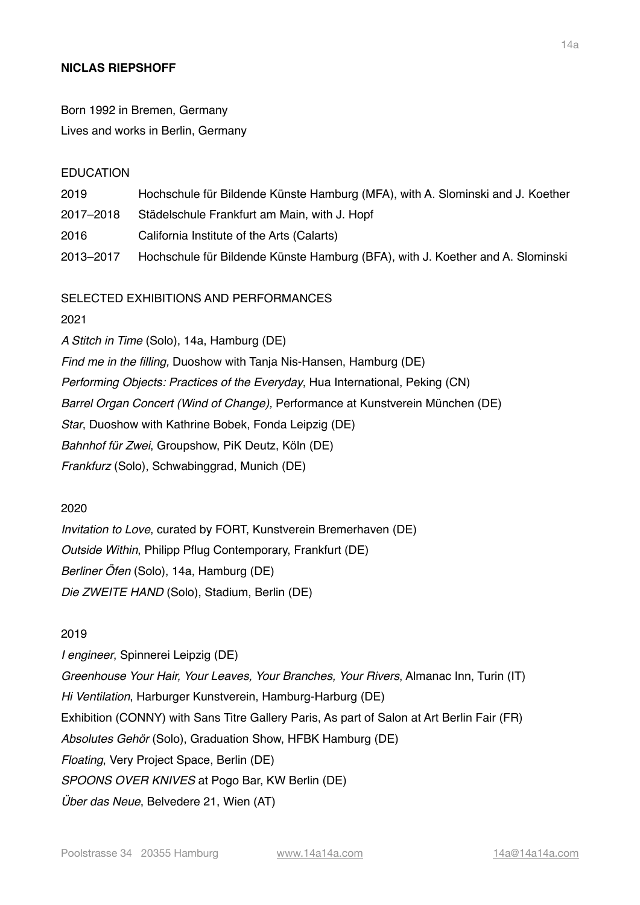**NICLAS RIEPSHOFF**

Born 1992 in Bremen, Germany
Lives and works in Berlin, Germany

EDUCATION

| | |
|---|---|
| 2019 | Hochschule für Bildende Künste Hamburg (MFA), with A. Slominski and J. Koether |
| 2017–2018 | Städelschule Frankfurt am Main, with J. Hopf |
| 2016 | California Institute of the Arts (Calarts) |
| 2013–2017 | Hochschule für Bildende Künste Hamburg (BFA), with J. Koether and A. Slominski |

SELECTED EXHIBITIONS AND PERFORMANCES

2021

*A Stitch in Time* (Solo), 14a, Hamburg (DE)
*Find me in the filling,* Duoshow with Tanja Nis-Hansen, Hamburg (DE)
*Performing Objects: Practices of the Everyday*, Hua International, Peking (CN)
*Barrel Organ Concert (Wind of Change),* Performance at Kunstverein München (DE)
*Star*, Duoshow with Kathrine Bobek, Fonda Leipzig (DE)
*Bahnhof für Zwei*, Groupshow, PiK Deutz, Köln (DE)
*Frankfurz* (Solo), Schwabinggrad, Munich (DE)

2020

*Invitation to Love*, curated by FORT, Kunstverein Bremerhaven (DE)
*Outside Within*, Philipp Pflug Contemporary, Frankfurt (DE)
*Berliner Öfen* (Solo), 14a, Hamburg (DE)
*Die ZWEITE HAND* (Solo), Stadium, Berlin (DE)

2019

*I engineer*, Spinnerei Leipzig (DE)
*Greenhouse Your Hair, Your Leaves, Your Branches, Your Rivers*, Almanac Inn, Turin (IT)
*Hi Ventilation*, Harburger Kunstverein, Hamburg-Harburg (DE)
Exhibition (CONNY) with Sans Titre Gallery Paris, As part of Salon at Art Berlin Fair (FR)
*Absolutes Gehör* (Solo), Graduation Show, HFBK Hamburg (DE)
*Floating*, Very Project Space, Berlin (DE)
*SPOONS OVER KNIVES* at Pogo Bar, KW Berlin (DE)
*Über das Neue*, Belvedere 21, Wien (AT)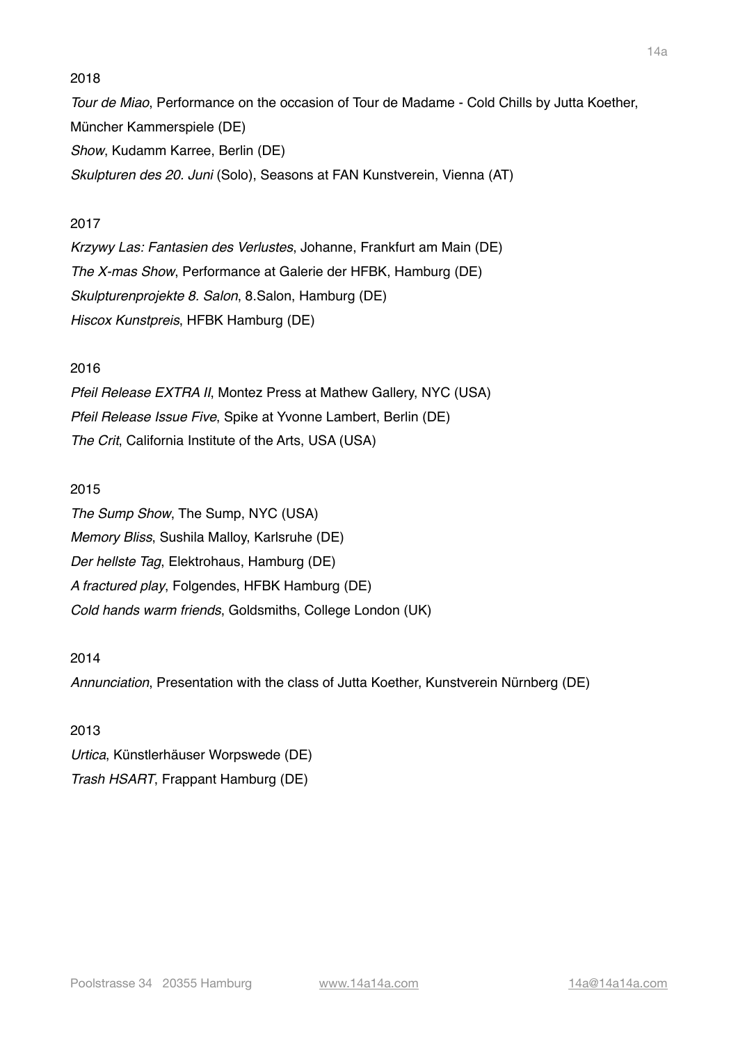2018

*Tour de Miao*, Performance on the occasion of Tour de Madame - Cold Chills by Jutta Koether, Müncher Kammerspiele (DE)

*Show*, Kudamm Karree, Berlin (DE)

*Skulpturen des 20. Juni* (Solo), Seasons at FAN Kunstverein, Vienna (AT)

2017

*Krzywy Las: Fantasien des Verlustes*, Johanne, Frankfurt am Main (DE)

*The X-mas Show*, Performance at Galerie der HFBK, Hamburg (DE)

*Skulpturenprojekte 8. Salon*, 8.Salon, Hamburg (DE)

*Hiscox Kunstpreis*, HFBK Hamburg (DE)

2016

*Pfeil Release EXTRA II*, Montez Press at Mathew Gallery, NYC (USA)

*Pfeil Release Issue Five*, Spike at Yvonne Lambert, Berlin (DE)

*The Crit*, California Institute of the Arts, USA (USA)

2015

*The Sump Show*, The Sump, NYC (USA)

*Memory Bliss*, Sushila Malloy, Karlsruhe (DE)

*Der hellste Tag*, Elektrohaus, Hamburg (DE)

*A fractured play*, Folgendes, HFBK Hamburg (DE)

*Cold hands warm friends*, Goldsmiths, College London (UK)

2014

*Annunciation*, Presentation with the class of Jutta Koether, Kunstverein Nürnberg (DE)

2013

*Urtica*, Künstlerhäuser Worpswede (DE)

*Trash HSART*, Frappant Hamburg (DE)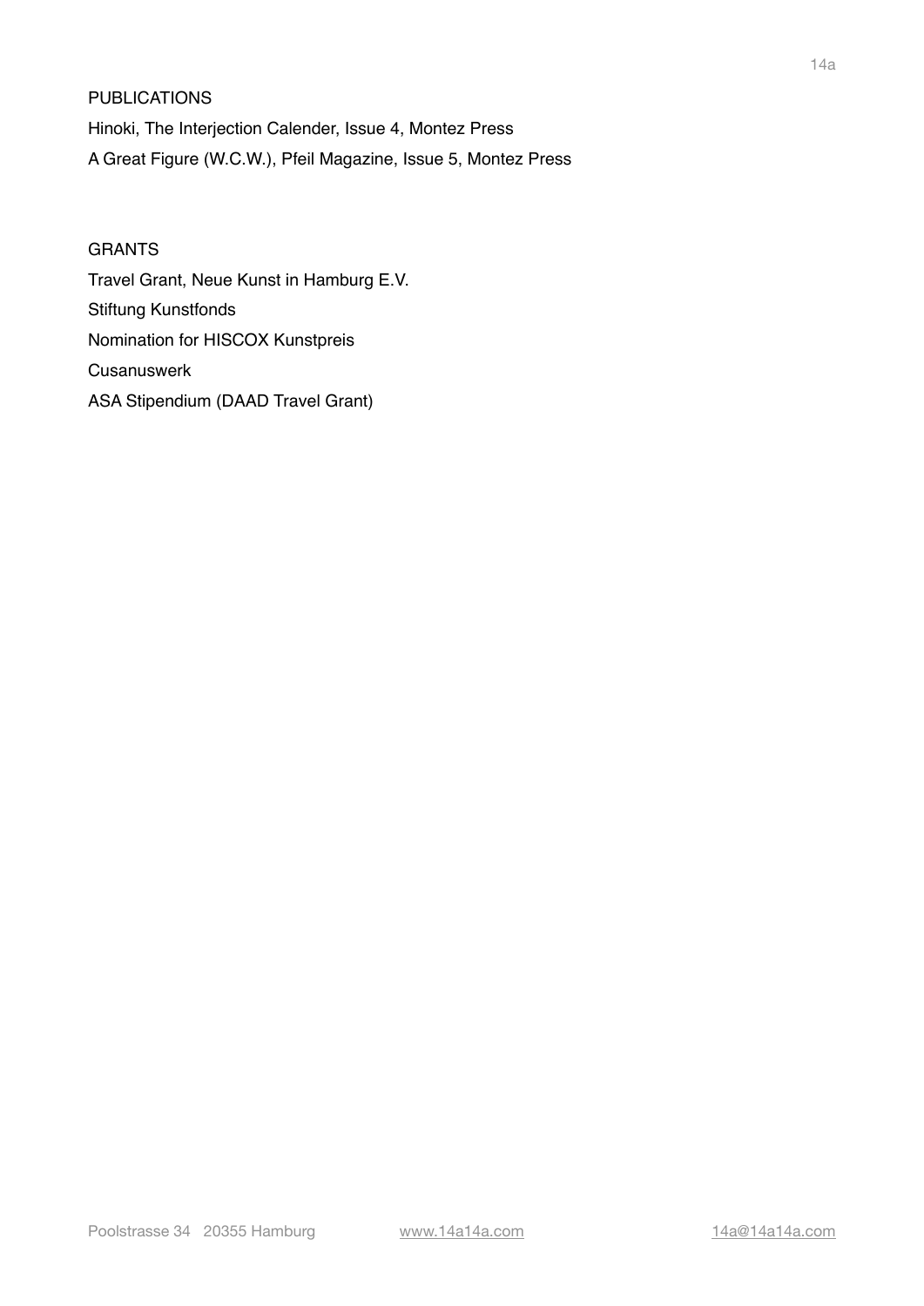## PUBLICATIONS

Hinoki, The Interjection Calender, Issue 4, Montez Press

A Great Figure (W.C.W.), Pfeil Magazine, Issue 5, Montez Press

## GRANTS

Travel Grant, Neue Kunst in Hamburg E.V.

Stiftung Kunstfonds

Nomination for HISCOX Kunstpreis

Cusanuswerk

ASA Stipendium (DAAD Travel Grant)